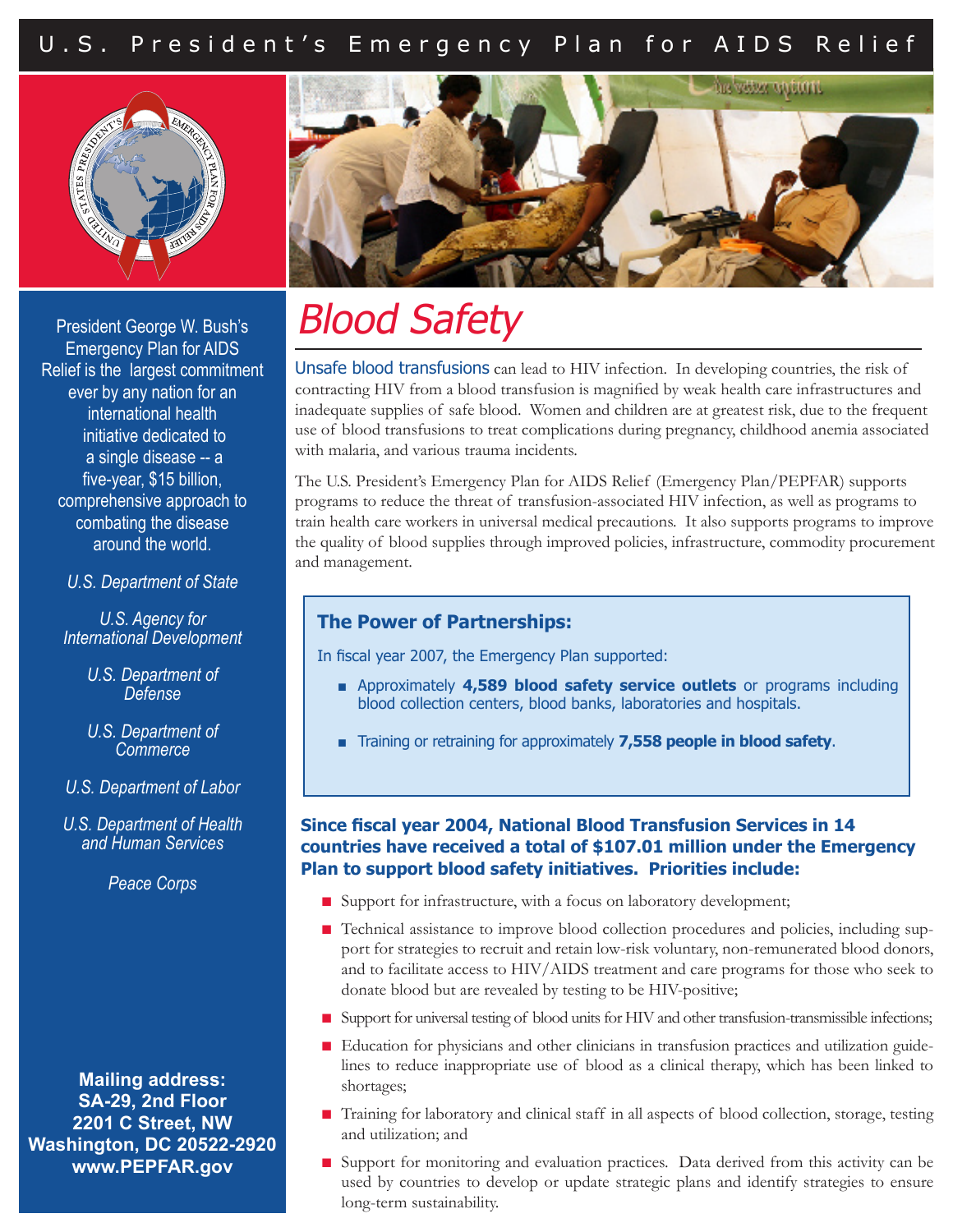U.S. President's Emergency Plan for AIDS Relief

President George W. Bush's Emergency Plan for AIDS Relief is the largest commitment ever by any nation for an international health initiative dedicated to a single disease -- a five-year, $15 billion, comprehensive approach to combating the disease around the world.

*U.S. Department of State*

*U.S. Agency for International Development*

*U.S. Department of Defense*

*U.S. Department of Commerce*

*U.S. Department of Labor*

*U.S. Department of Health and Human Services*

*Peace Corps*

**Mailing address:**
**SA-29, 2nd Floor**
**2201 C Street, NW**
**Washington, DC 20522-2920**
**www.PEPFAR.gov**

# *Blood Safety*

Unsafe blood transfusions can lead to HIV infection. In developing countries, the risk of contracting HIV from a blood transfusion is magnified by weak health care infrastructures and inadequate supplies of safe blood. Women and children are at greatest risk, due to the frequent use of blood transfusions to treat complications during pregnancy, childhood anemia associated with malaria, and various trauma incidents.

The U.S. President's Emergency Plan for AIDS Relief (Emergency Plan/PEPFAR) supports programs to reduce the threat of transfusion-associated HIV infection, as well as programs to train health care workers in universal medical precautions. It also supports programs to improve the quality of blood supplies through improved policies, infrastructure, commodity procurement and management.

## The Power of Partnerships:

In fiscal year 2007, the Emergency Plan supported:

- Approximately **4,589 blood safety service outlets** or programs including blood collection centers, blood banks, laboratories and hospitals.
- Training or retraining for approximately **7,558 people in blood safety**.

**Since fiscal year 2004, National Blood Transfusion Services in 14 countries have received a total of $107.01 million under the Emergency Plan to support blood safety initiatives. Priorities include:**

- Support for infrastructure, with a focus on laboratory development;
- Technical assistance to improve blood collection procedures and policies, including support for strategies to recruit and retain low-risk voluntary, non-remunerated blood donors, and to facilitate access to HIV/AIDS treatment and care programs for those who seek to donate blood but are revealed by testing to be HIV-positive;
- Support for universal testing of blood units for HIV and other transfusion-transmissible infections;
- Education for physicians and other clinicians in transfusion practices and utilization guidelines to reduce inappropriate use of blood as a clinical therapy, which has been linked to shortages;
- Training for laboratory and clinical staff in all aspects of blood collection, storage, testing and utilization; and
- Support for monitoring and evaluation practices. Data derived from this activity can be used by countries to develop or update strategic plans and identify strategies to ensure long-term sustainability.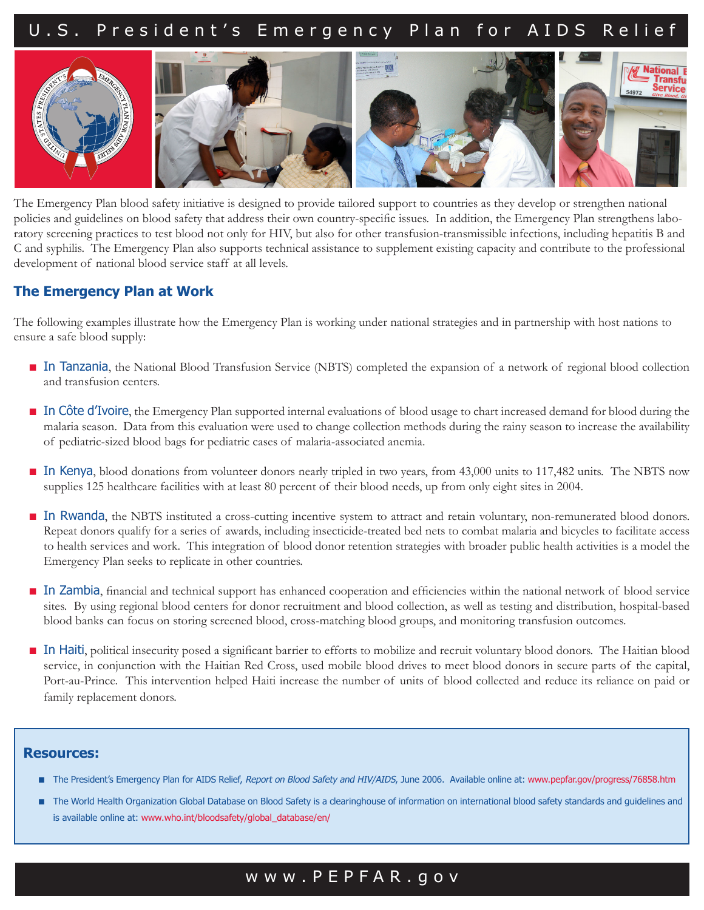The Emergency Plan blood safety initiative is designed to provide tailored support to countries as they develop or strengthen national policies and guidelines on blood safety that address their own country-specific issues. In addition, the Emergency Plan strengthens laboratory screening practices to test blood not only for HIV, but also for other transfusion-transmissible infections, including hepatitis B and C and syphilis. The Emergency Plan also supports technical assistance to supplement existing capacity and contribute to the professional development of national blood service staff at all levels.

## The Emergency Plan at Work

The following examples illustrate how the Emergency Plan is working under national strategies and in partnership with host nations to ensure a safe blood supply:

- In Tanzania, the National Blood Transfusion Service (NBTS) completed the expansion of a network of regional blood collection and transfusion centers.
- In Côte d'Ivoire, the Emergency Plan supported internal evaluations of blood usage to chart increased demand for blood during the malaria season. Data from this evaluation were used to change collection methods during the rainy season to increase the availability of pediatric-sized blood bags for pediatric cases of malaria-associated anemia.
- In Kenya, blood donations from volunteer donors nearly tripled in two years, from 43,000 units to 117,482 units. The NBTS now supplies 125 healthcare facilities with at least 80 percent of their blood needs, up from only eight sites in 2004.
- In Rwanda, the NBTS instituted a cross-cutting incentive system to attract and retain voluntary, non-remunerated blood donors. Repeat donors qualify for a series of awards, including insecticide-treated bed nets to combat malaria and bicycles to facilitate access to health services and work. This integration of blood donor retention strategies with broader public health activities is a model the Emergency Plan seeks to replicate in other countries.
- In Zambia, financial and technical support has enhanced cooperation and efficiencies within the national network of blood service sites. By using regional blood centers for donor recruitment and blood collection, as well as testing and distribution, hospital-based blood banks can focus on storing screened blood, cross-matching blood groups, and monitoring transfusion outcomes.
- In Haiti, political insecurity posed a significant barrier to efforts to mobilize and recruit voluntary blood donors. The Haitian blood service, in conjunction with the Haitian Red Cross, used mobile blood drives to meet blood donors in secure parts of the capital, Port-au-Prince. This intervention helped Haiti increase the number of units of blood collected and reduce its reliance on paid or family replacement donors.

### Resources:

- The President's Emergency Plan for AIDS Relief, *Report on Blood Safety and HIV/AIDS*, June 2006. Available online at: www.pepfar.gov/progress/76858.htm
- The World Health Organization Global Database on Blood Safety is a clearinghouse of information on international blood safety standards and guidelines and is available online at: www.who.int/bloodsafety/global_database/en/

www.PEPFAR.gov